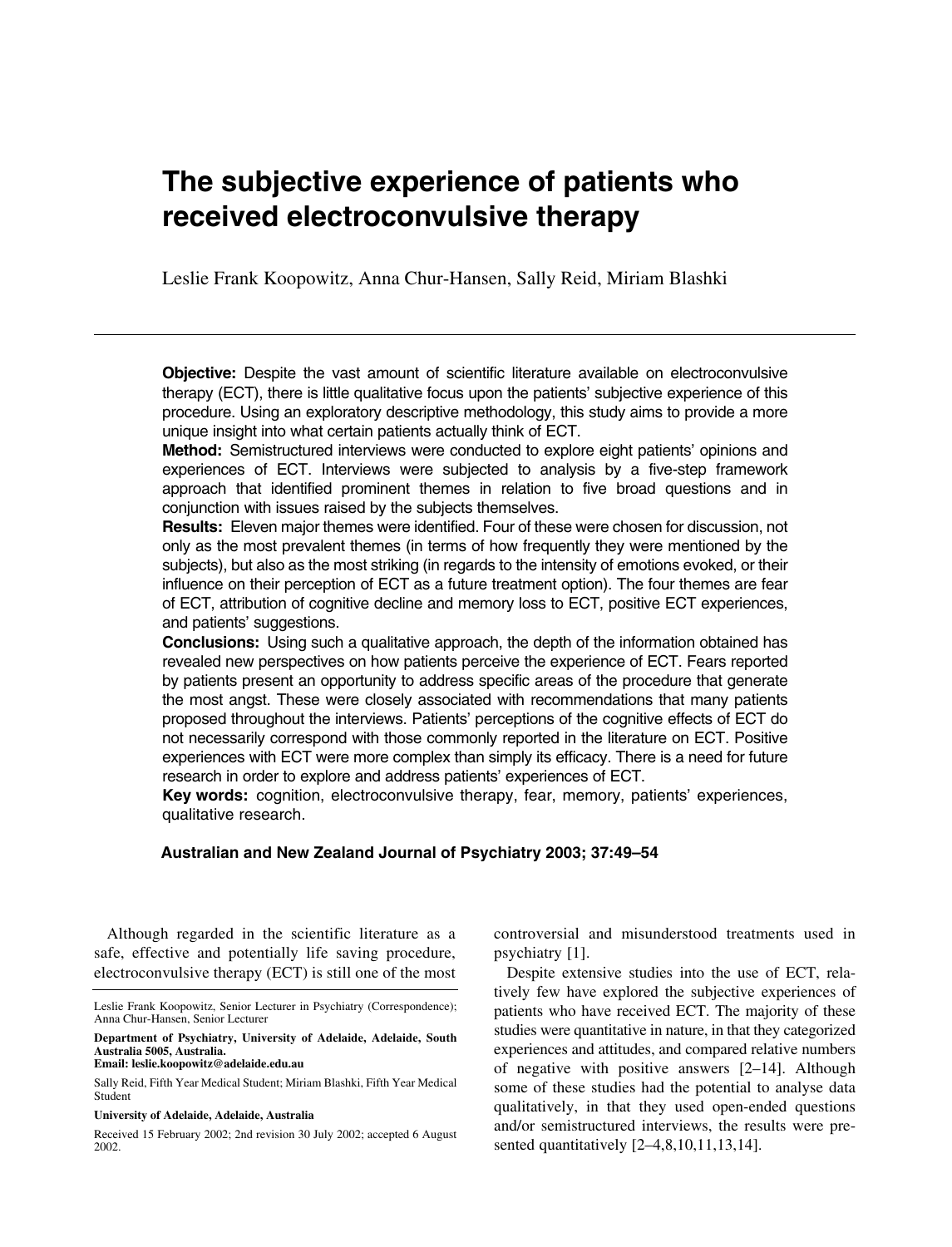# The subjective experience of patients who received electroconvulsive therapy

Leslie Frank Koopowitz, Anna Chur-Hansen, Sally Reid, Miriam Blashki

---

**Objective:** Despite the vast amount of scientific literature available on electroconvulsive therapy (ECT), there is little qualitative focus upon the patients' subjective experience of this procedure. Using an exploratory descriptive methodology, this study aims to provide a more unique insight into what certain patients actually think of ECT.

**Method:** Semistructured interviews were conducted to explore eight patients' opinions and experiences of ECT. Interviews were subjected to analysis by a five-step framework approach that identified prominent themes in relation to five broad questions and in conjunction with issues raised by the subjects themselves.

**Results:** Eleven major themes were identified. Four of these were chosen for discussion, not only as the most prevalent themes (in terms of how frequently they were mentioned by the subjects), but also as the most striking (in regards to the intensity of emotions evoked, or their influence on their perception of ECT as a future treatment option). The four themes are fear of ECT, attribution of cognitive decline and memory loss to ECT, positive ECT experiences, and patients' suggestions.

**Conclusions:** Using such a qualitative approach, the depth of the information obtained has revealed new perspectives on how patients perceive the experience of ECT. Fears reported by patients present an opportunity to address specific areas of the procedure that generate the most angst. These were closely associated with recommendations that many patients proposed throughout the interviews. Patients' perceptions of the cognitive effects of ECT do not necessarily correspond with those commonly reported in the literature on ECT. Positive experiences with ECT were more complex than simply its efficacy. There is a need for future research in order to explore and address patients' experiences of ECT.

**Key words:** cognition, electroconvulsive therapy, fear, memory, patients' experiences, qualitative research.

**Australian and New Zealand Journal of Psychiatry 2003; 37:49–54**

Although regarded in the scientific literature as a safe, effective and potentially life saving procedure, electroconvulsive therapy (ECT) is still one of the most controversial and misunderstood treatments used in psychiatry [1].

Despite extensive studies into the use of ECT, relatively few have explored the subjective experiences of patients who have received ECT. The majority of these studies were quantitative in nature, in that they categorized experiences and attitudes, and compared relative numbers of negative with positive answers [2–14]. Although some of these studies had the potential to analyse data qualitatively, in that they used open-ended questions and/or semistructured interviews, the results were presented quantitatively [2–4,8,10,11,13,14].

Leslie Frank Koopowitz, Senior Lecturer in Psychiatry (Correspondence); Anna Chur-Hansen, Senior Lecturer

**Department of Psychiatry, University of Adelaide, Adelaide, South Australia 5005, Australia.**
**Email: leslie.koopowitz@adelaide.edu.au**

Sally Reid, Fifth Year Medical Student; Miriam Blashki, Fifth Year Medical Student

**University of Adelaide, Adelaide, Australia**

Received 15 February 2002; 2nd revision 30 July 2002; accepted 6 August 2002.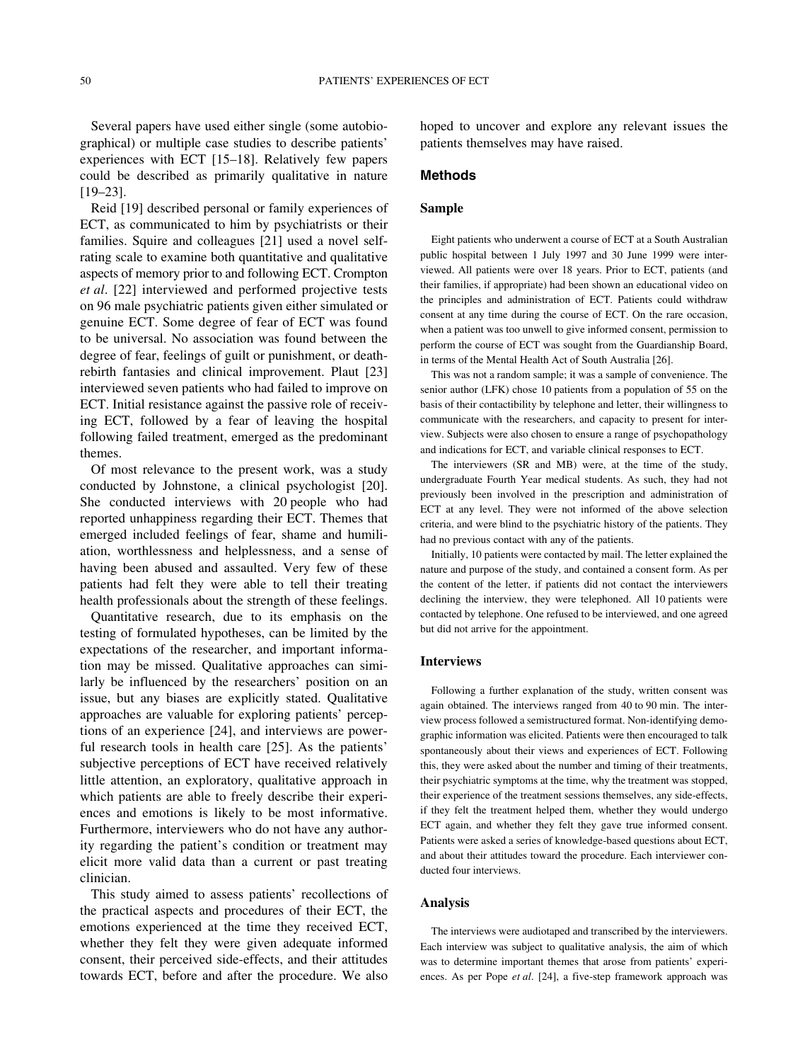Several papers have used either single (some autobiographical) or multiple case studies to describe patients' experiences with ECT [15–18]. Relatively few papers could be described as primarily qualitative in nature [19–23].

Reid [19] described personal or family experiences of ECT, as communicated to him by psychiatrists or their families. Squire and colleagues [21] used a novel self-rating scale to examine both quantitative and qualitative aspects of memory prior to and following ECT. Crompton *et al*. [22] interviewed and performed projective tests on 96 male psychiatric patients given either simulated or genuine ECT. Some degree of fear of ECT was found to be universal. No association was found between the degree of fear, feelings of guilt or punishment, or death-rebirth fantasies and clinical improvement. Plaut [23] interviewed seven patients who had failed to improve on ECT. Initial resistance against the passive role of receiving ECT, followed by a fear of leaving the hospital following failed treatment, emerged as the predominant themes.

Of most relevance to the present work, was a study conducted by Johnstone, a clinical psychologist [20]. She conducted interviews with 20 people who had reported unhappiness regarding their ECT. Themes that emerged included feelings of fear, shame and humiliation, worthlessness and helplessness, and a sense of having been abused and assaulted. Very few of these patients had felt they were able to tell their treating health professionals about the strength of these feelings.

Quantitative research, due to its emphasis on the testing of formulated hypotheses, can be limited by the expectations of the researcher, and important information may be missed. Qualitative approaches can similarly be influenced by the researchers' position on an issue, but any biases are explicitly stated. Qualitative approaches are valuable for exploring patients' perceptions of an experience [24], and interviews are powerful research tools in health care [25]. As the patients' subjective perceptions of ECT have received relatively little attention, an exploratory, qualitative approach in which patients are able to freely describe their experiences and emotions is likely to be most informative. Furthermore, interviewers who do not have any authority regarding the patient's condition or treatment may elicit more valid data than a current or past treating clinician.

This study aimed to assess patients' recollections of the practical aspects and procedures of their ECT, the emotions experienced at the time they received ECT, whether they felt they were given adequate informed consent, their perceived side-effects, and their attitudes towards ECT, before and after the procedure. We also hoped to uncover and explore any relevant issues the patients themselves may have raised.

## Methods

### Sample

Eight patients who underwent a course of ECT at a South Australian public hospital between 1 July 1997 and 30 June 1999 were interviewed. All patients were over 18 years. Prior to ECT, patients (and their families, if appropriate) had been shown an educational video on the principles and administration of ECT. Patients could withdraw consent at any time during the course of ECT. On the rare occasion, when a patient was too unwell to give informed consent, permission to perform the course of ECT was sought from the Guardianship Board, in terms of the Mental Health Act of South Australia [26].

This was not a random sample; it was a sample of convenience. The senior author (LFK) chose 10 patients from a population of 55 on the basis of their contactibility by telephone and letter, their willingness to communicate with the researchers, and capacity to present for interview. Subjects were also chosen to ensure a range of psychopathology and indications for ECT, and variable clinical responses to ECT.

The interviewers (SR and MB) were, at the time of the study, undergraduate Fourth Year medical students. As such, they had not previously been involved in the prescription and administration of ECT at any level. They were not informed of the above selection criteria, and were blind to the psychiatric history of the patients. They had no previous contact with any of the patients.

Initially, 10 patients were contacted by mail. The letter explained the nature and purpose of the study, and contained a consent form. As per the content of the letter, if patients did not contact the interviewers declining the interview, they were telephoned. All 10 patients were contacted by telephone. One refused to be interviewed, and one agreed but did not arrive for the appointment.

### Interviews

Following a further explanation of the study, written consent was again obtained. The interviews ranged from 40 to 90 min. The interview process followed a semistructured format. Non-identifying demographic information was elicited. Patients were then encouraged to talk spontaneously about their views and experiences of ECT. Following this, they were asked about the number and timing of their treatments, their psychiatric symptoms at the time, why the treatment was stopped, their experience of the treatment sessions themselves, any side-effects, if they felt the treatment helped them, whether they would undergo ECT again, and whether they felt they gave true informed consent. Patients were asked a series of knowledge-based questions about ECT, and about their attitudes toward the procedure. Each interviewer conducted four interviews.

### Analysis

The interviews were audiotaped and transcribed by the interviewers. Each interview was subject to qualitative analysis, the aim of which was to determine important themes that arose from patients' experiences. As per Pope *et al*. [24], a five-step framework approach was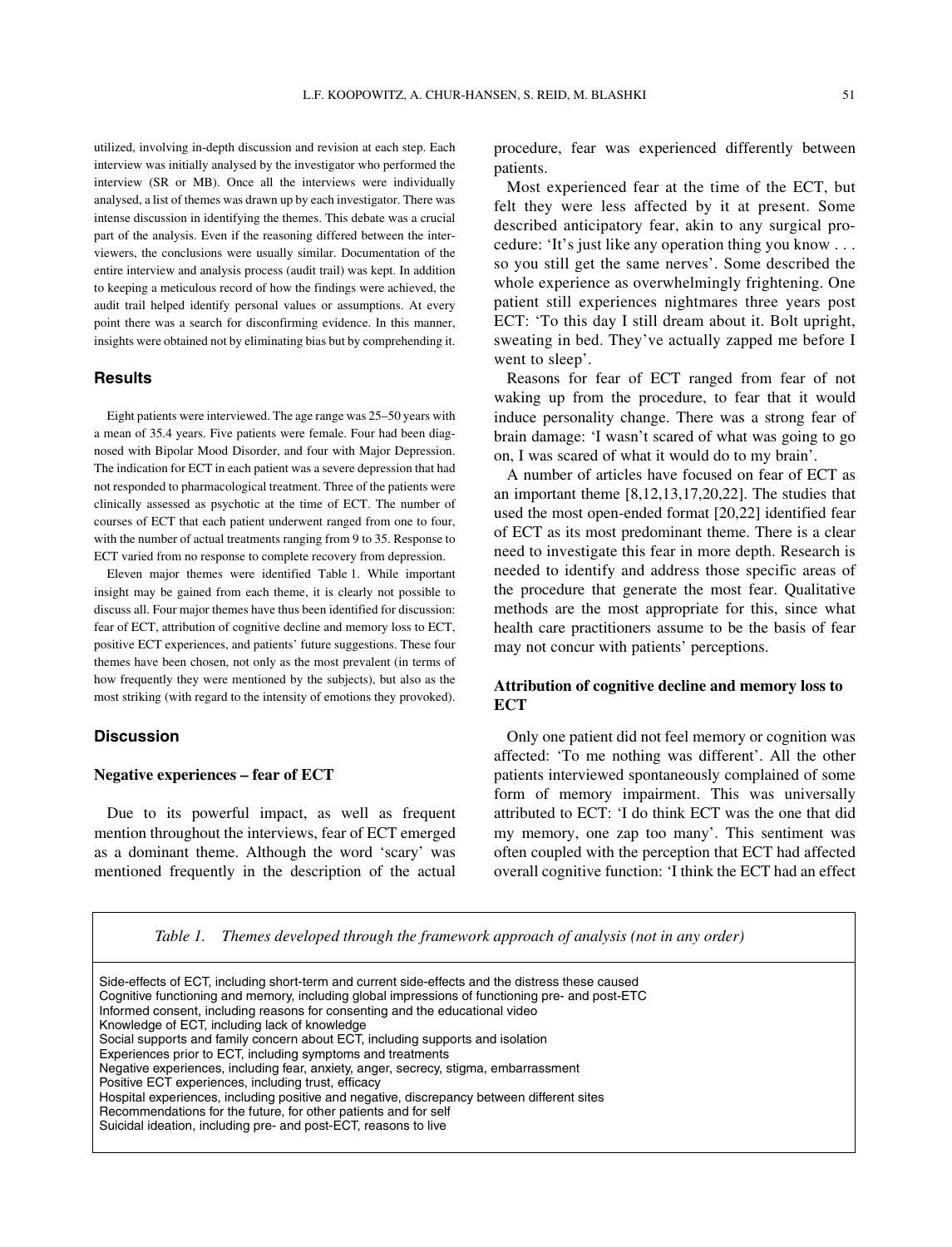utilized, involving in-depth discussion and revision at each step. Each interview was initially analysed by the investigator who performed the interview (SR or MB). Once all the interviews were individually analysed, a list of themes was drawn up by each investigator. There was intense discussion in identifying the themes. This debate was a crucial part of the analysis. Even if the reasoning differed between the interviewers, the conclusions were usually similar. Documentation of the entire interview and analysis process (audit trail) was kept. In addition to keeping a meticulous record of how the findings were achieved, the audit trail helped identify personal values or assumptions. At every point there was a search for disconfirming evidence. In this manner, insights were obtained not by eliminating bias but by comprehending it.

## Results

Eight patients were interviewed. The age range was 25–50 years with a mean of 35.4 years. Five patients were female. Four had been diagnosed with Bipolar Mood Disorder, and four with Major Depression. The indication for ECT in each patient was a severe depression that had not responded to pharmacological treatment. Three of the patients were clinically assessed as psychotic at the time of ECT. The number of courses of ECT that each patient underwent ranged from one to four, with the number of actual treatments ranging from 9 to 35. Response to ECT varied from no response to complete recovery from depression.

Eleven major themes were identified Table 1. While important insight may be gained from each theme, it is clearly not possible to discuss all. Four major themes have thus been identified for discussion: fear of ECT, attribution of cognitive decline and memory loss to ECT, positive ECT experiences, and patients' future suggestions. These four themes have been chosen, not only as the most prevalent (in terms of how frequently they were mentioned by the subjects), but also as the most striking (with regard to the intensity of emotions they provoked).

## Discussion

### Negative experiences – fear of ECT

Due to its powerful impact, as well as frequent mention throughout the interviews, fear of ECT emerged as a dominant theme. Although the word 'scary' was mentioned frequently in the description of the actual procedure, fear was experienced differently between patients.

Most experienced fear at the time of the ECT, but felt they were less affected by it at present. Some described anticipatory fear, akin to any surgical procedure: 'It's just like any operation thing you know . . . so you still get the same nerves'. Some described the whole experience as overwhelmingly frightening. One patient still experiences nightmares three years post ECT: 'To this day I still dream about it. Bolt upright, sweating in bed. They've actually zapped me before I went to sleep'.

Reasons for fear of ECT ranged from fear of not waking up from the procedure, to fear that it would induce personality change. There was a strong fear of brain damage: 'I wasn't scared of what was going to go on, I was scared of what it would do to my brain'.

A number of articles have focused on fear of ECT as an important theme [8,12,13,17,20,22]. The studies that used the most open-ended format [20,22] identified fear of ECT as its most predominant theme. There is a clear need to investigate this fear in more depth. Research is needed to identify and address those specific areas of the procedure that generate the most fear. Qualitative methods are the most appropriate for this, since what health care practitioners assume to be the basis of fear may not concur with patients' perceptions.

### Attribution of cognitive decline and memory loss to ECT

Only one patient did not feel memory or cognition was affected: 'To me nothing was different'. All the other patients interviewed spontaneously complained of some form of memory impairment. This was universally attributed to ECT: 'I do think ECT was the one that did my memory, one zap too many'. This sentiment was often coupled with the perception that ECT had affected overall cognitive function: 'I think the ECT had an effect

*Table 1. Themes developed through the framework approach of analysis (not in any order)*

- Side-effects of ECT, including short-term and current side-effects and the distress these caused
- Cognitive functioning and memory, including global impressions of functioning pre- and post-ETC
- Informed consent, including reasons for consenting and the educational video
- Knowledge of ECT, including lack of knowledge
- Social supports and family concern about ECT, including supports and isolation
- Experiences prior to ECT, including symptoms and treatments
- Negative experiences, including fear, anxiety, anger, secrecy, stigma, embarrassment
- Positive ECT experiences, including trust, efficacy
- Hospital experiences, including positive and negative, discrepancy between different sites
- Recommendations for the future, for other patients and for self
- Suicidal ideation, including pre- and post-ECT, reasons to live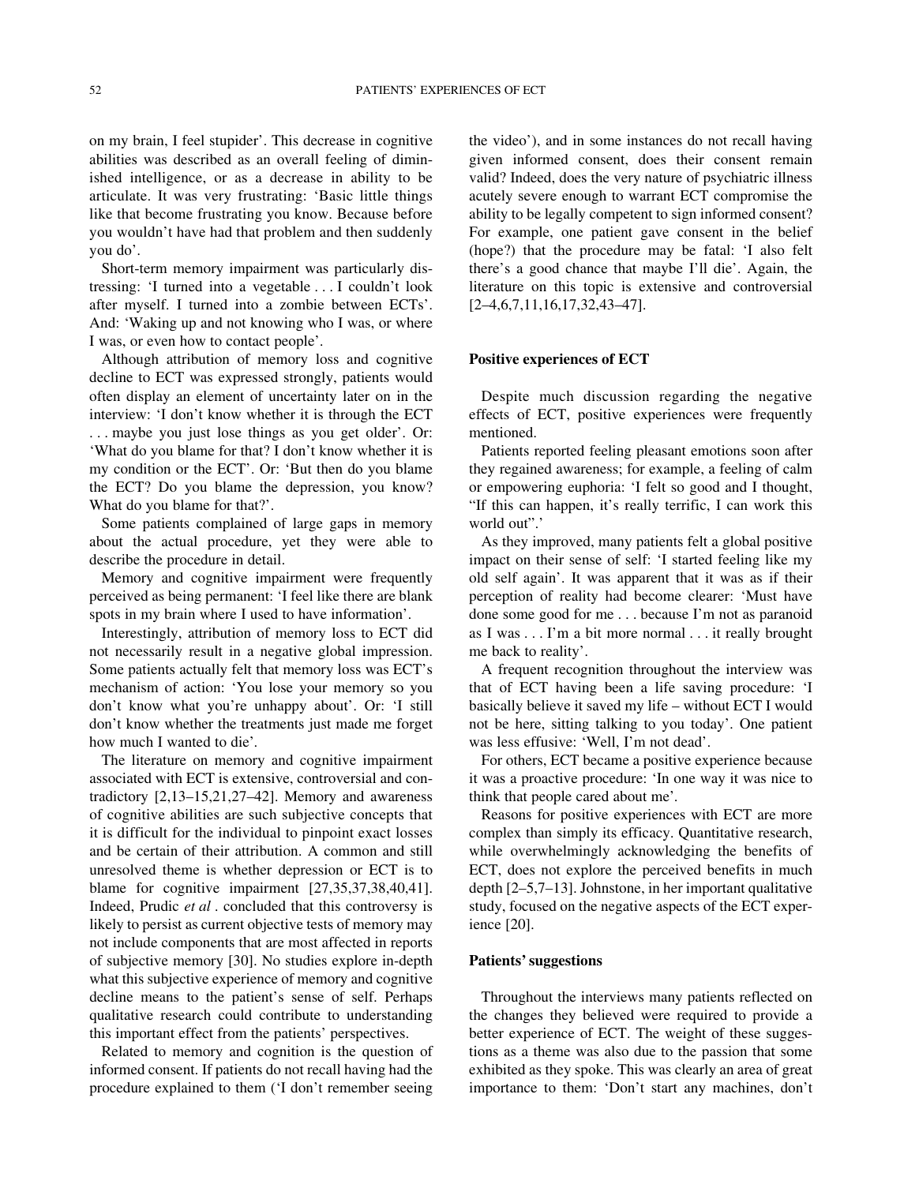on my brain, I feel stupider'. This decrease in cognitive abilities was described as an overall feeling of diminished intelligence, or as a decrease in ability to be articulate. It was very frustrating: 'Basic little things like that become frustrating you know. Because before you wouldn't have had that problem and then suddenly you do'.

Short-term memory impairment was particularly distressing: 'I turned into a vegetable . . . I couldn't look after myself. I turned into a zombie between ECTs'. And: 'Waking up and not knowing who I was, or where I was, or even how to contact people'.

Although attribution of memory loss and cognitive decline to ECT was expressed strongly, patients would often display an element of uncertainty later on in the interview: 'I don't know whether it is through the ECT . . . maybe you just lose things as you get older'. Or: 'What do you blame for that? I don't know whether it is my condition or the ECT'. Or: 'But then do you blame the ECT? Do you blame the depression, you know? What do you blame for that?'.

Some patients complained of large gaps in memory about the actual procedure, yet they were able to describe the procedure in detail.

Memory and cognitive impairment were frequently perceived as being permanent: 'I feel like there are blank spots in my brain where I used to have information'.

Interestingly, attribution of memory loss to ECT did not necessarily result in a negative global impression. Some patients actually felt that memory loss was ECT's mechanism of action: 'You lose your memory so you don't know what you're unhappy about'. Or: 'I still don't know whether the treatments just made me forget how much I wanted to die'.

The literature on memory and cognitive impairment associated with ECT is extensive, controversial and contradictory [2,13–15,21,27–42]. Memory and awareness of cognitive abilities are such subjective concepts that it is difficult for the individual to pinpoint exact losses and be certain of their attribution. A common and still unresolved theme is whether depression or ECT is to blame for cognitive impairment [27,35,37,38,40,41]. Indeed, Prudic *et al*. concluded that this controversy is likely to persist as current objective tests of memory may not include components that are most affected in reports of subjective memory [30]. No studies explore in-depth what this subjective experience of memory and cognitive decline means to the patient's sense of self. Perhaps qualitative research could contribute to understanding this important effect from the patients' perspectives.

Related to memory and cognition is the question of informed consent. If patients do not recall having had the procedure explained to them ('I don't remember seeing the video'), and in some instances do not recall having given informed consent, does their consent remain valid? Indeed, does the very nature of psychiatric illness acutely severe enough to warrant ECT compromise the ability to be legally competent to sign informed consent? For example, one patient gave consent in the belief (hope?) that the procedure may be fatal: 'I also felt there's a good chance that maybe I'll die'. Again, the literature on this topic is extensive and controversial [2–4,6,7,11,16,17,32,43–47].

**Positive experiences of ECT**

Despite much discussion regarding the negative effects of ECT, positive experiences were frequently mentioned.

Patients reported feeling pleasant emotions soon after they regained awareness; for example, a feeling of calm or empowering euphoria: 'I felt so good and I thought, "If this can happen, it's really terrific, I can work this world out".'

As they improved, many patients felt a global positive impact on their sense of self: 'I started feeling like my old self again'. It was apparent that it was as if their perception of reality had become clearer: 'Must have done some good for me . . . because I'm not as paranoid as I was . . . I'm a bit more normal . . . it really brought me back to reality'.

A frequent recognition throughout the interview was that of ECT having been a life saving procedure: 'I basically believe it saved my life – without ECT I would not be here, sitting talking to you today'. One patient was less effusive: 'Well, I'm not dead'.

For others, ECT became a positive experience because it was a proactive procedure: 'In one way it was nice to think that people cared about me'.

Reasons for positive experiences with ECT are more complex than simply its efficacy. Quantitative research, while overwhelmingly acknowledging the benefits of ECT, does not explore the perceived benefits in much depth [2–5,7–13]. Johnstone, in her important qualitative study, focused on the negative aspects of the ECT experience [20].

**Patients' suggestions**

Throughout the interviews many patients reflected on the changes they believed were required to provide a better experience of ECT. The weight of these suggestions as a theme was also due to the passion that some exhibited as they spoke. This was clearly an area of great importance to them: 'Don't start any machines, don't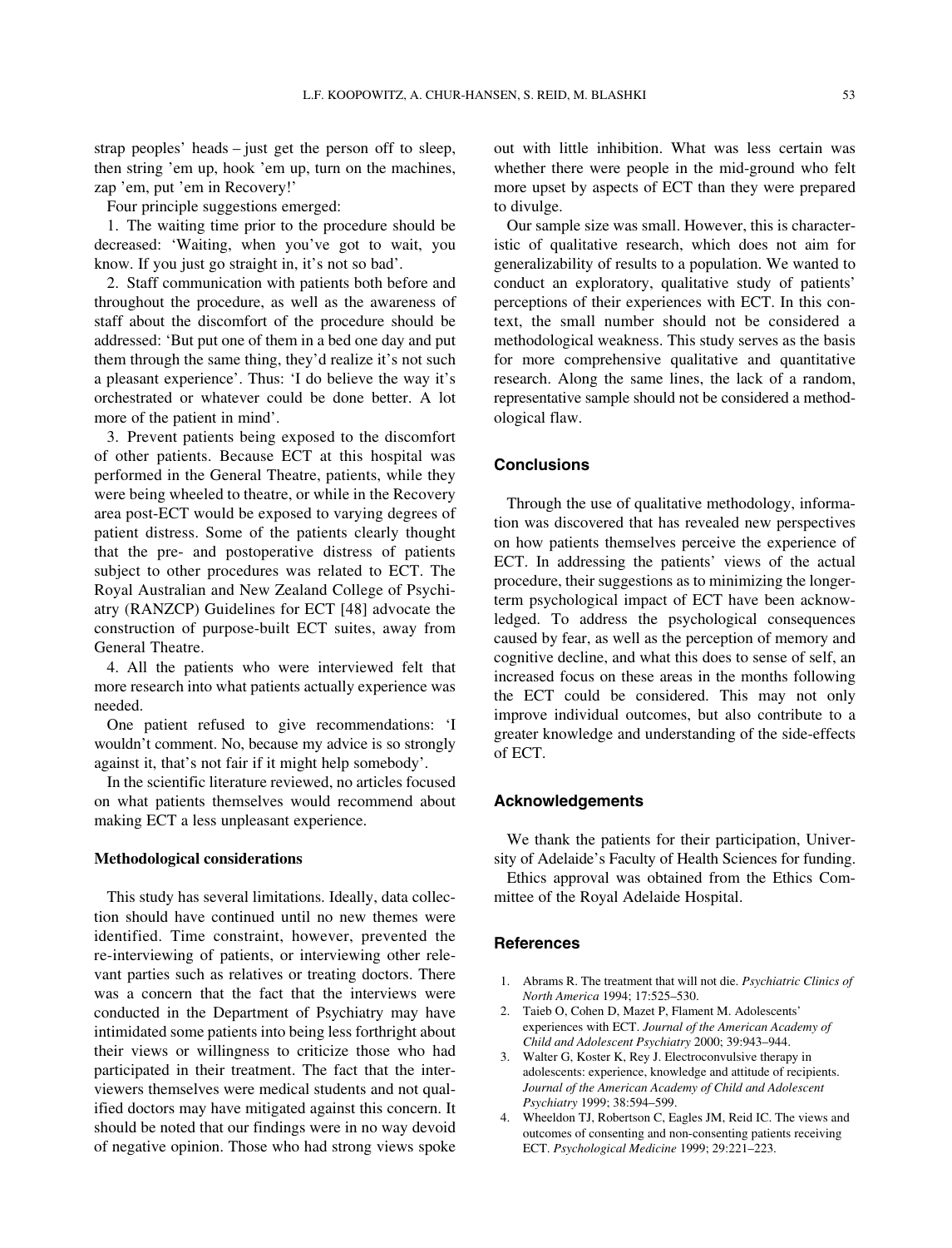strap peoples' heads – just get the person off to sleep, then string 'em up, hook 'em up, turn on the machines, zap 'em, put 'em in Recovery!'

Four principle suggestions emerged:

1. The waiting time prior to the procedure should be decreased: 'Waiting, when you've got to wait, you know. If you just go straight in, it's not so bad'.

2. Staff communication with patients both before and throughout the procedure, as well as the awareness of staff about the discomfort of the procedure should be addressed: 'But put one of them in a bed one day and put them through the same thing, they'd realize it's not such a pleasant experience'. Thus: 'I do believe the way it's orchestrated or whatever could be done better. A lot more of the patient in mind'.

3. Prevent patients being exposed to the discomfort of other patients. Because ECT at this hospital was performed in the General Theatre, patients, while they were being wheeled to theatre, or while in the Recovery area post-ECT would be exposed to varying degrees of patient distress. Some of the patients clearly thought that the pre- and postoperative distress of patients subject to other procedures was related to ECT. The Royal Australian and New Zealand College of Psychiatry (RANZCP) Guidelines for ECT [48] advocate the construction of purpose-built ECT suites, away from General Theatre.

4. All the patients who were interviewed felt that more research into what patients actually experience was needed.

One patient refused to give recommendations: 'I wouldn't comment. No, because my advice is so strongly against it, that's not fair if it might help somebody'.

In the scientific literature reviewed, no articles focused on what patients themselves would recommend about making ECT a less unpleasant experience.

### Methodological considerations

This study has several limitations. Ideally, data collection should have continued until no new themes were identified. Time constraint, however, prevented the re-interviewing of patients, or interviewing other relevant parties such as relatives or treating doctors. There was a concern that the fact that the interviews were conducted in the Department of Psychiatry may have intimidated some patients into being less forthright about their views or willingness to criticize those who had participated in their treatment. The fact that the interviewers themselves were medical students and not qualified doctors may have mitigated against this concern. It should be noted that our findings were in no way devoid of negative opinion. Those who had strong views spoke out with little inhibition. What was less certain was whether there were people in the mid-ground who felt more upset by aspects of ECT than they were prepared to divulge.

Our sample size was small. However, this is characteristic of qualitative research, which does not aim for generalizability of results to a population. We wanted to conduct an exploratory, qualitative study of patients' perceptions of their experiences with ECT. In this context, the small number should not be considered a methodological weakness. This study serves as the basis for more comprehensive qualitative and quantitative research. Along the same lines, the lack of a random, representative sample should not be considered a methodological flaw.

## Conclusions

Through the use of qualitative methodology, information was discovered that has revealed new perspectives on how patients themselves perceive the experience of ECT. In addressing the patients' views of the actual procedure, their suggestions as to minimizing the longer-term psychological impact of ECT have been acknowledged. To address the psychological consequences caused by fear, as well as the perception of memory and cognitive decline, and what this does to sense of self, an increased focus on these areas in the months following the ECT could be considered. This may not only improve individual outcomes, but also contribute to a greater knowledge and understanding of the side-effects of ECT.

## Acknowledgements

We thank the patients for their participation, University of Adelaide's Faculty of Health Sciences for funding.

Ethics approval was obtained from the Ethics Committee of the Royal Adelaide Hospital.

## References

1. Abrams R. The treatment that will not die. *Psychiatric Clinics of North America* 1994; 17:525–530.
2. Taieb O, Cohen D, Mazet P, Flament M. Adolescents' experiences with ECT. *Journal of the American Academy of Child and Adolescent Psychiatry* 2000; 39:943–944.
3. Walter G, Koster K, Rey J. Electroconvulsive therapy in adolescents: experience, knowledge and attitude of recipients. *Journal of the American Academy of Child and Adolescent Psychiatry* 1999; 38:594–599.
4. Wheeldon TJ, Robertson C, Eagles JM, Reid IC. The views and outcomes of consenting and non-consenting patients receiving ECT. *Psychological Medicine* 1999; 29:221–223.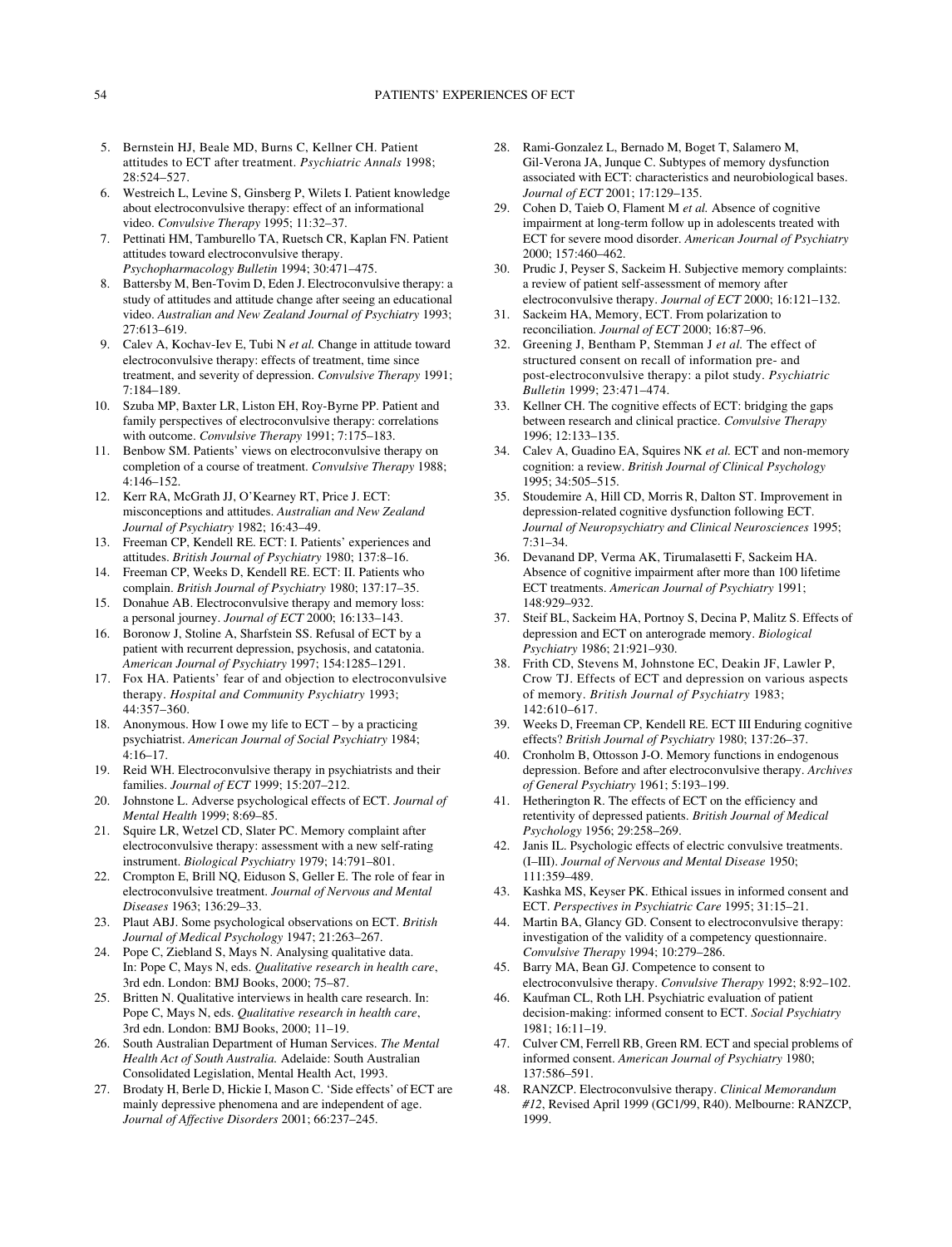5. Bernstein HJ, Beale MD, Burns C, Kellner CH. Patient attitudes to ECT after treatment. *Psychiatric Annals* 1998; 28:524–527.
6. Westreich L, Levine S, Ginsberg P, Wilets I. Patient knowledge about electroconvulsive therapy: effect of an informational video. *Convulsive Therapy* 1995; 11:32–37.
7. Pettinati HM, Tamburello TA, Ruetsch CR, Kaplan FN. Patient attitudes toward electroconvulsive therapy. *Psychopharmacology Bulletin* 1994; 30:471–475.
8. Battersby M, Ben-Tovim D, Eden J. Electroconvulsive therapy: a study of attitudes and attitude change after seeing an educational video. *Australian and New Zealand Journal of Psychiatry* 1993; 27:613–619.
9. Calev A, Kochav-lev E, Tubi N *et al.* Change in attitude toward electroconvulsive therapy: effects of treatment, time since treatment, and severity of depression. *Convulsive Therapy* 1991; 7:184–189.
10. Szuba MP, Baxter LR, Liston EH, Roy-Byrne PP. Patient and family perspectives of electroconvulsive therapy: correlations with outcome. *Convulsive Therapy* 1991; 7:175–183.
11. Benbow SM. Patients' views on electroconvulsive therapy on completion of a course of treatment. *Convulsive Therapy* 1988; 4:146–152.
12. Kerr RA, McGrath JJ, O'Kearney RT, Price J. ECT: misconceptions and attitudes. *Australian and New Zealand Journal of Psychiatry* 1982; 16:43–49.
13. Freeman CP, Kendell RE. ECT: I. Patients' experiences and attitudes. *British Journal of Psychiatry* 1980; 137:8–16.
14. Freeman CP, Weeks D, Kendell RE. ECT: II. Patients who complain. *British Journal of Psychiatry* 1980; 137:17–35.
15. Donahue AB. Electroconvulsive therapy and memory loss: a personal journey. *Journal of ECT* 2000; 16:133–143.
16. Boronow J, Stoline A, Sharfstein SS. Refusal of ECT by a patient with recurrent depression, psychosis, and catatonia. *American Journal of Psychiatry* 1997; 154:1285–1291.
17. Fox HA. Patients' fear of and objection to electroconvulsive therapy. *Hospital and Community Psychiatry* 1993; 44:357–360.
18. Anonymous. How I owe my life to ECT – by a practicing psychiatrist. *American Journal of Social Psychiatry* 1984; 4:16–17.
19. Reid WH. Electroconvulsive therapy in psychiatrists and their families. *Journal of ECT* 1999; 15:207–212.
20. Johnstone L. Adverse psychological effects of ECT. *Journal of Mental Health* 1999; 8:69–85.
21. Squire LR, Wetzel CD, Slater PC. Memory complaint after electroconvulsive therapy: assessment with a new self-rating instrument. *Biological Psychiatry* 1979; 14:791–801.
22. Crompton E, Brill NQ, Eiduson S, Geller E. The role of fear in electroconvulsive treatment. *Journal of Nervous and Mental Diseases* 1963; 136:29–33.
23. Plaut ABJ. Some psychological observations on ECT. *British Journal of Medical Psychology* 1947; 21:263–267.
24. Pope C, Ziebland S, Mays N. Analysing qualitative data. In: Pope C, Mays N, eds. *Qualitative research in health care*, 3rd edn. London: BMJ Books, 2000; 75–87.
25. Britten N. Qualitative interviews in health care research. In: Pope C, Mays N, eds. *Qualitative research in health care*, 3rd edn. London: BMJ Books, 2000; 11–19.
26. South Australian Department of Human Services. *The Mental Health Act of South Australia.* Adelaide: South Australian Consolidated Legislation, Mental Health Act, 1993.
27. Brodaty H, Berle D, Hickie I, Mason C. 'Side effects' of ECT are mainly depressive phenomena and are independent of age. *Journal of Affective Disorders* 2001; 66:237–245.
28. Rami-Gonzalez L, Bernado M, Boget T, Salamero M, Gil-Verona JA, Junque C. Subtypes of memory dysfunction associated with ECT: characteristics and neurobiological bases. *Journal of ECT* 2001; 17:129–135.
29. Cohen D, Taieb O, Flament M *et al.* Absence of cognitive impairment at long-term follow up in adolescents treated with ECT for severe mood disorder. *American Journal of Psychiatry* 2000; 157:460–462.
30. Prudic J, Peyser S, Sackeim H. Subjective memory complaints: a review of patient self-assessment of memory after electroconvulsive therapy. *Journal of ECT* 2000; 16:121–132.
31. Sackeim HA, Memory, ECT. From polarization to reconciliation. *Journal of ECT* 2000; 16:87–96.
32. Greening J, Bentham P, Stemman J *et al.* The effect of structured consent on recall of information pre- and post-electroconvulsive therapy: a pilot study. *Psychiatric Bulletin* 1999; 23:471–474.
33. Kellner CH. The cognitive effects of ECT: bridging the gaps between research and clinical practice. *Convulsive Therapy* 1996; 12:133–135.
34. Calev A, Guadino EA, Squires NK *et al.* ECT and non-memory cognition: a review. *British Journal of Clinical Psychology* 1995; 34:505–515.
35. Stoudemire A, Hill CD, Morris R, Dalton ST. Improvement in depression-related cognitive dysfunction following ECT. *Journal of Neuropsychiatry and Clinical Neurosciences* 1995; 7:31–34.
36. Devanand DP, Verma AK, Tirumalasetti F, Sackeim HA. Absence of cognitive impairment after more than 100 lifetime ECT treatments. *American Journal of Psychiatry* 1991; 148:929–932.
37. Steif BL, Sackeim HA, Portnoy S, Decina P, Malitz S. Effects of depression and ECT on anterograde memory. *Biological Psychiatry* 1986; 21:921–930.
38. Frith CD, Stevens M, Johnstone EC, Deakin JF, Lawler P, Crow TJ. Effects of ECT and depression on various aspects of memory. *British Journal of Psychiatry* 1983; 142:610–617.
39. Weeks D, Freeman CP, Kendell RE. ECT III Enduring cognitive effects? *British Journal of Psychiatry* 1980; 137:26–37.
40. Cronholm B, Ottosson J-O. Memory functions in endogenous depression. Before and after electroconvulsive therapy. *Archives of General Psychiatry* 1961; 5:193–199.
41. Hetherington R. The effects of ECT on the efficiency and retentivity of depressed patients. *British Journal of Medical Psychology* 1956; 29:258–269.
42. Janis IL. Psychologic effects of electric convulsive treatments. (I–III). *Journal of Nervous and Mental Disease* 1950; 111:359–489.
43. Kashka MS, Keyser PK. Ethical issues in informed consent and ECT. *Perspectives in Psychiatric Care* 1995; 31:15–21.
44. Martin BA, Glancy GD. Consent to electroconvulsive therapy: investigation of the validity of a competency questionnaire. *Convulsive Therapy* 1994; 10:279–286.
45. Barry MA, Bean GJ. Competence to consent to electroconvulsive therapy. *Convulsive Therapy* 1992; 8:92–102.
46. Kaufman CL, Roth LH. Psychiatric evaluation of patient decision-making: informed consent to ECT. *Social Psychiatry* 1981; 16:11–19.
47. Culver CM, Ferrell RB, Green RM. ECT and special problems of informed consent. *American Journal of Psychiatry* 1980; 137:586–591.
48. RANZCP. Electroconvulsive therapy. *Clinical Memorandum #12*, Revised April 1999 (GC1/99, R40). Melbourne: RANZCP, 1999.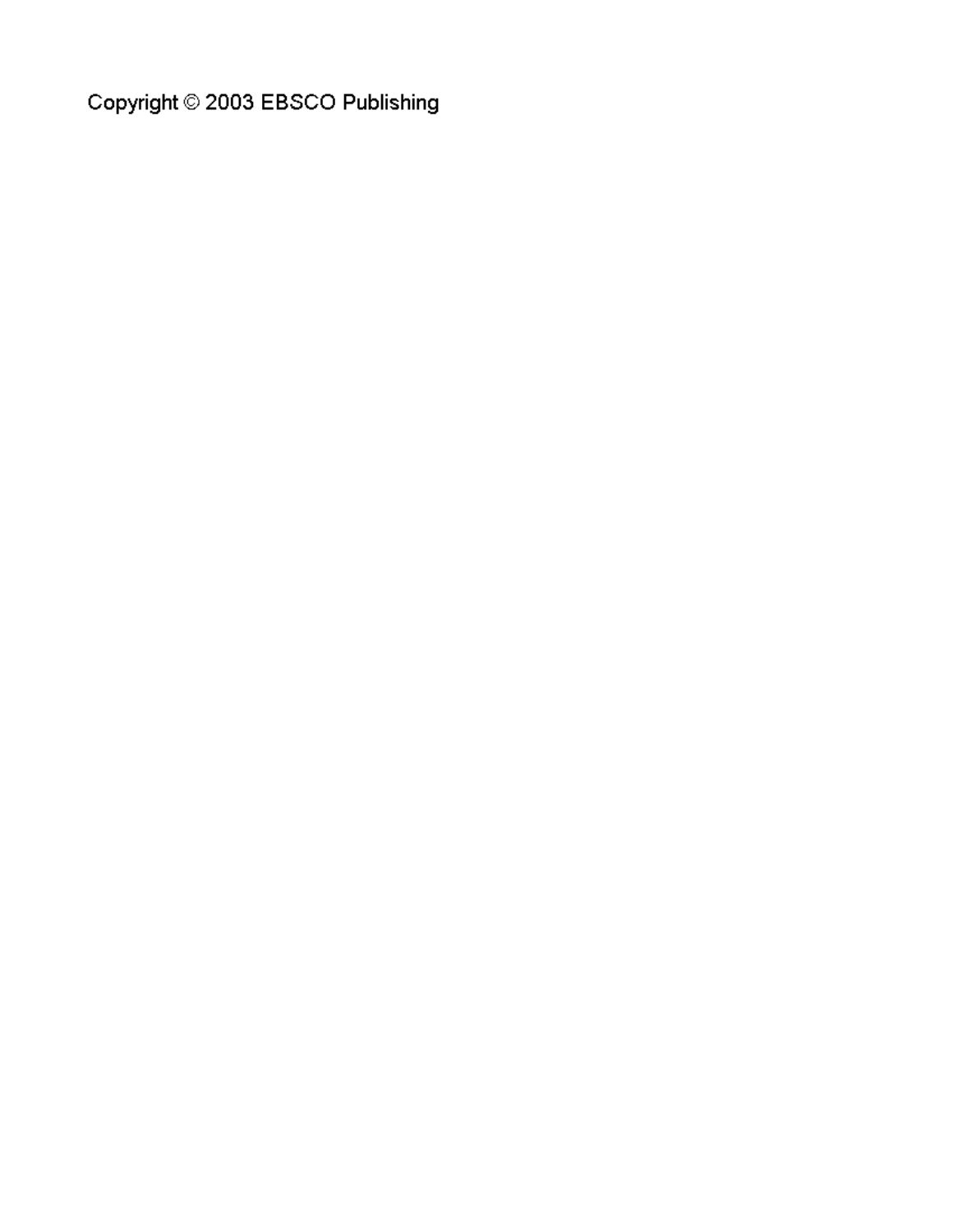Copyright © 2003 EBSCO Publishing